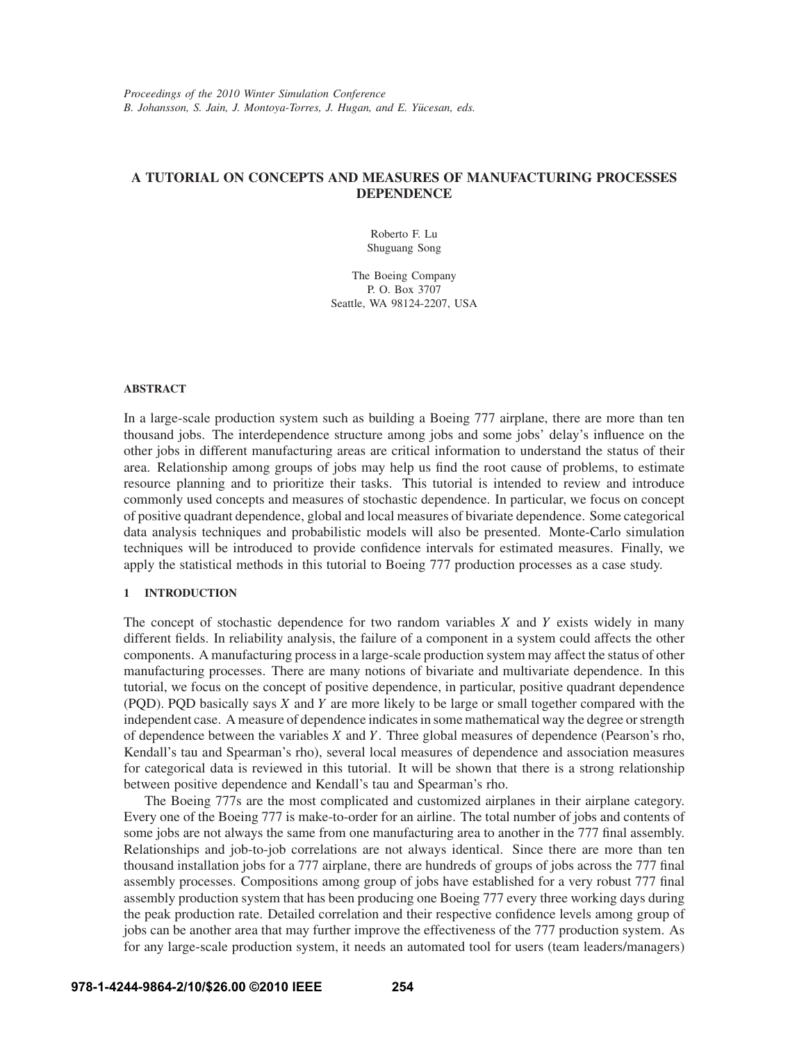*Proceedings of the 2010 Winter Simulation Conference*
*B. Johansson, S. Jain, J. Montoya-Torres, J. Hugan, and E. Yücesan, eds.*

# A TUTORIAL ON CONCEPTS AND MEASURES OF MANUFACTURING PROCESSES DEPENDENCE

Roberto F. Lu
Shuguang Song

The Boeing Company
P. O. Box 3707
Seattle, WA 98124-2207, USA

## ABSTRACT

In a large-scale production system such as building a Boeing 777 airplane, there are more than ten thousand jobs. The interdependence structure among jobs and some jobs' delay's influence on the other jobs in different manufacturing areas are critical information to understand the status of their area. Relationship among groups of jobs may help us find the root cause of problems, to estimate resource planning and to prioritize their tasks. This tutorial is intended to review and introduce commonly used concepts and measures of stochastic dependence. In particular, we focus on concept of positive quadrant dependence, global and local measures of bivariate dependence. Some categorical data analysis techniques and probabilistic models will also be presented. Monte-Carlo simulation techniques will be introduced to provide confidence intervals for estimated measures. Finally, we apply the statistical methods in this tutorial to Boeing 777 production processes as a case study.

## 1 INTRODUCTION

The concept of stochastic dependence for two random variables $X$ and $Y$ exists widely in many different fields. In reliability analysis, the failure of a component in a system could affects the other components. A manufacturing process in a large-scale production system may affect the status of other manufacturing processes. There are many notions of bivariate and multivariate dependence. In this tutorial, we focus on the concept of positive dependence, in particular, positive quadrant dependence (PQD). PQD basically says $X$ and $Y$ are more likely to be large or small together compared with the independent case. A measure of dependence indicates in some mathematical way the degree or strength of dependence between the variables $X$ and $Y$. Three global measures of dependence (Pearson's rho, Kendall's tau and Spearman's rho), several local measures of dependence and association measures for categorical data is reviewed in this tutorial. It will be shown that there is a strong relationship between positive dependence and Kendall's tau and Spearman's rho.

The Boeing 777s are the most complicated and customized airplanes in their airplane category. Every one of the Boeing 777 is make-to-order for an airline. The total number of jobs and contents of some jobs are not always the same from one manufacturing area to another in the 777 final assembly. Relationships and job-to-job correlations are not always identical. Since there are more than ten thousand installation jobs for a 777 airplane, there are hundreds of groups of jobs across the 777 final assembly processes. Compositions among group of jobs have established for a very robust 777 final assembly production system that has been producing one Boeing 777 every three working days during the peak production rate. Detailed correlation and their respective confidence levels among group of jobs can be another area that may further improve the effectiveness of the 777 production system. As for any large-scale production system, it needs an automated tool for users (team leaders/managers)

**978-1-4244-9864-2/10/$26.00 ©2010 IEEE**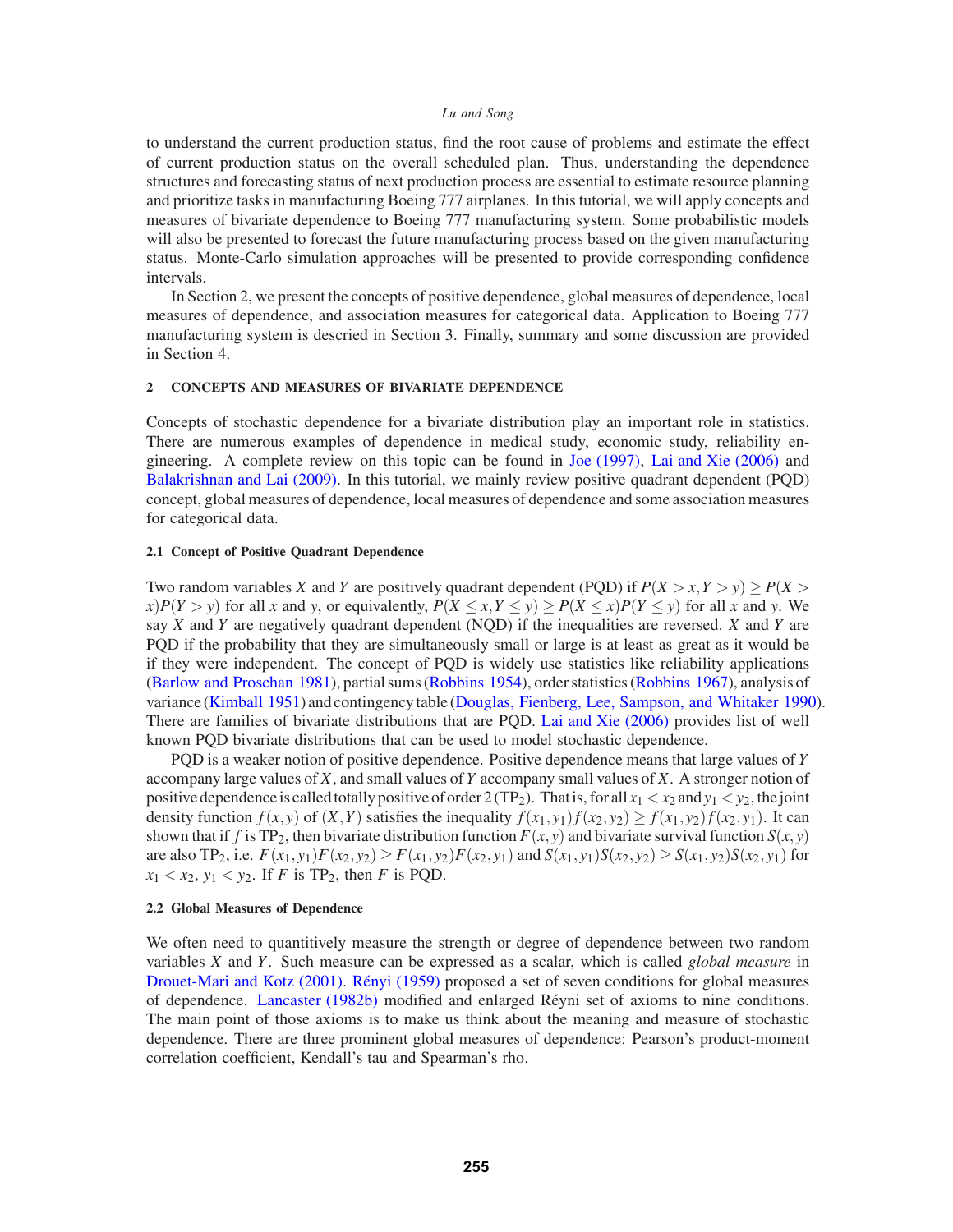to understand the current production status, find the root cause of problems and estimate the effect of current production status on the overall scheduled plan. Thus, understanding the dependence structures and forecasting status of next production process are essential to estimate resource planning and prioritize tasks in manufacturing Boeing 777 airplanes. In this tutorial, we will apply concepts and measures of bivariate dependence to Boeing 777 manufacturing system. Some probabilistic models will also be presented to forecast the future manufacturing process based on the given manufacturing status. Monte-Carlo simulation approaches will be presented to provide corresponding confidence intervals.

In Section 2, we present the concepts of positive dependence, global measures of dependence, local measures of dependence, and association measures for categorical data. Application to Boeing 777 manufacturing system is descried in Section 3. Finally, summary and some discussion are provided in Section 4.

## 2 CONCEPTS AND MEASURES OF BIVARIATE DEPENDENCE

Concepts of stochastic dependence for a bivariate distribution play an important role in statistics. There are numerous examples of dependence in medical study, economic study, reliability engineering. A complete review on this topic can be found in Joe (1997), Lai and Xie (2006) and Balakrishnan and Lai (2009). In this tutorial, we mainly review positive quadrant dependent (PQD) concept, global measures of dependence, local measures of dependence and some association measures for categorical data.

### 2.1 Concept of Positive Quadrant Dependence

Two random variables $X$ and $Y$ are positively quadrant dependent (PQD) if $P(X > x, Y > y) \geq P(X > x)P(Y > y)$ for all $x$ and $y$, or equivalently, $P(X \leq x, Y \leq y) \geq P(X \leq x)P(Y \leq y)$ for all $x$ and $y$. We say $X$ and $Y$ are negatively quadrant dependent (NQD) if the inequalities are reversed. $X$ and $Y$ are PQD if the probability that they are simultaneously small or large is at least as great as it would be if they were independent. The concept of PQD is widely use statistics like reliability applications (Barlow and Proschan 1981), partial sums (Robbins 1954), order statistics (Robbins 1967), analysis of variance (Kimball 1951) and contingency table (Douglas, Fienberg, Lee, Sampson, and Whitaker 1990). There are families of bivariate distributions that are PQD. Lai and Xie (2006) provides list of well known PQD bivariate distributions that can be used to model stochastic dependence.

PQD is a weaker notion of positive dependence. Positive dependence means that large values of $Y$ accompany large values of $X$, and small values of $Y$ accompany small values of $X$. A stronger notion of positive dependence is called totally positive of order 2 ($TP_2$). That is, for all $x_1 < x_2$ and $y_1 < y_2$, the joint density function $f(x,y)$ of $(X,Y)$ satisfies the inequality $f(x_1,y_1)f(x_2,y_2) \geq f(x_1,y_2)f(x_2,y_1)$. It can shown that if $f$ is $TP_2$, then bivariate distribution function $F(x,y)$ and bivariate survival function $S(x,y)$ are also $TP_2$, i.e. $F(x_1,y_1)F(x_2,y_2) \geq F(x_1,y_2)F(x_2,y_1)$ and $S(x_1,y_1)S(x_2,y_2) \geq S(x_1,y_2)S(x_2,y_1)$ for $x_1 < x_2$, $y_1 < y_2$. If $F$ is $TP_2$, then $F$ is PQD.

### 2.2 Global Measures of Dependence

We often need to quantitively measure the strength or degree of dependence between two random variables $X$ and $Y$. Such measure can be expressed as a scalar, which is called *global measure* in Drouet-Mari and Kotz (2001). Rényi (1959) proposed a set of seven conditions for global measures of dependence. Lancaster (1982b) modified and enlarged Réyni set of axioms to nine conditions. The main point of those axioms is to make us think about the meaning and measure of stochastic dependence. There are three prominent global measures of dependence: Pearson's product-moment correlation coefficient, Kendall's tau and Spearman's rho.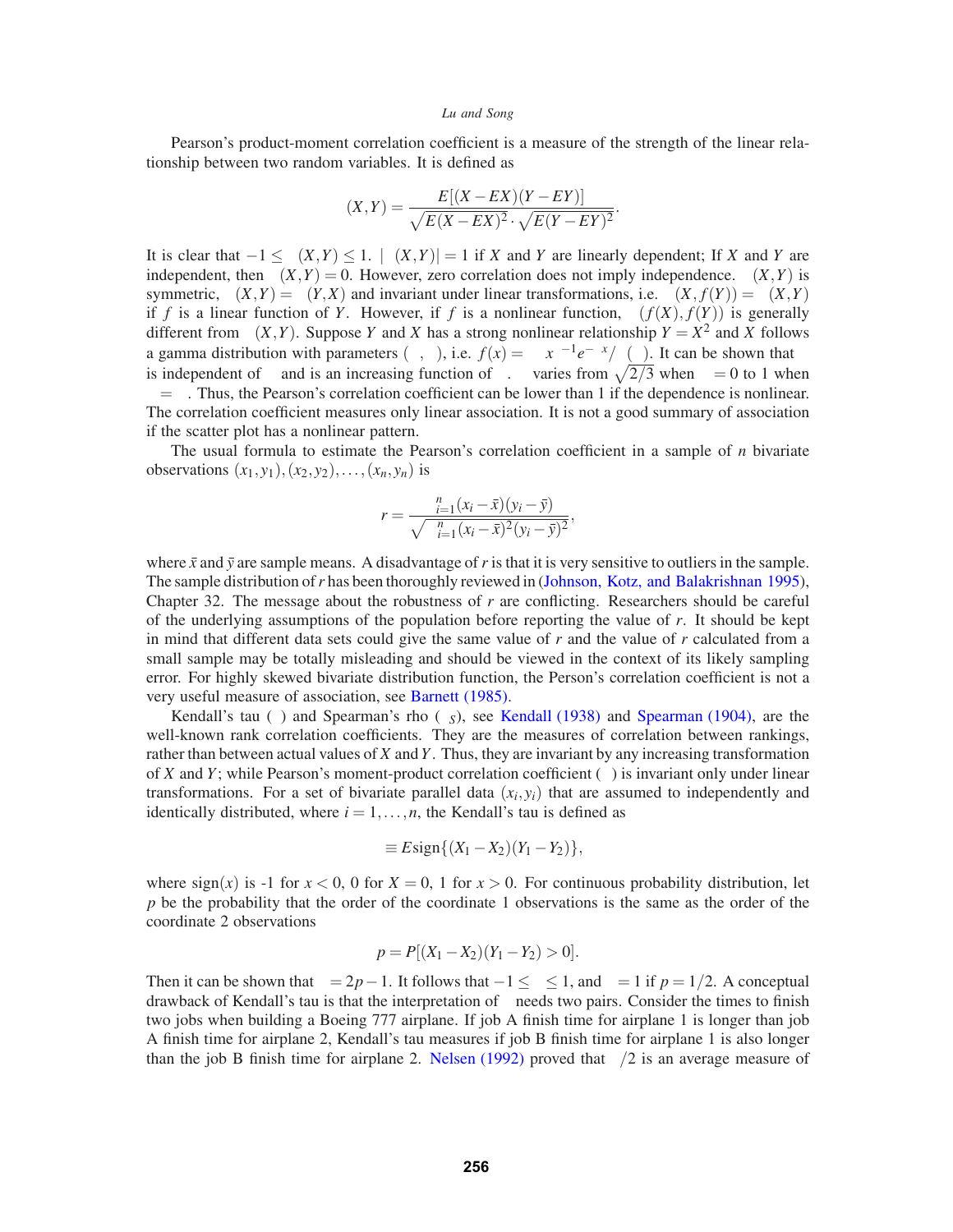Pearson's product-moment correlation coefficient is a measure of the strength of the linear relationship between two random variables. It is defined as

$$\rho(X,Y) = \frac{E[(X-EX)(Y-EY)]}{\sqrt{E(X-EX)^2} \cdot \sqrt{E(Y-EY)^2}}.$$

It is clear that $-1 \leq \rho(X,Y) \leq 1$. $|\rho(X,Y)| = 1$ if $X$ and $Y$ are linearly dependent; If $X$ and $Y$ are independent, then $\rho(X,Y) = 0$. However, zero correlation does not imply independence. $\rho(X,Y)$ is symmetric, $\rho(X,Y) = \rho(Y,X)$ and invariant under linear transformations, i.e. $\rho(X, f(Y)) = \rho(X,Y)$ if $f$ is a linear function of $Y$. However, if $f$ is a nonlinear function, $\rho(f(X), f(Y))$ is generally different from $\rho(X,Y)$. Suppose $Y$ and $X$ has a strong nonlinear relationship $Y = X^2$ and $X$ follows a gamma distribution with parameters $(\alpha, \beta)$, i.e. $f(x) = \beta^{\alpha} x^{\alpha-1} e^{-\beta x}/\Gamma(\alpha)$. It can be shown that $\rho$ is independent of $\beta$ and is an increasing function of $\alpha$. $\rho$ varies from $\sqrt{2/3}$ when $\alpha = 0$ to 1 when $\alpha = \infty$. Thus, the Pearson's correlation coefficient can be lower than 1 if the dependence is nonlinear. The correlation coefficient measures only linear association. It is not a good summary of association if the scatter plot has a nonlinear pattern.

The usual formula to estimate the Pearson's correlation coefficient in a sample of $n$ bivariate observations $(x_1, y_1), (x_2, y_2), \ldots, (x_n, y_n)$ is

$$r = \frac{\sum_{i=1}^{n}(x_i - \bar{x})(y_i - \bar{y})}{\sqrt{\sum_{i=1}^{n}(x_i - \bar{x})^2 (y_i - \bar{y})^2}},$$

where $\bar{x}$ and $\bar{y}$ are sample means. A disadvantage of $r$ is that it is very sensitive to outliers in the sample. The sample distribution of $r$ has been thoroughly reviewed in (Johnson, Kotz, and Balakrishnan 1995), Chapter 32. The message about the robustness of $r$ are conflicting. Researchers should be careful of the underlying assumptions of the population before reporting the value of $r$. It should be kept in mind that different data sets could give the same value of $r$ and the value of $r$ calculated from a small sample may be totally misleading and should be viewed in the context of its likely sampling error. For highly skewed bivariate distribution function, the Person's correlation coefficient is not a very useful measure of association, see Barnett (1985).

Kendall's tau ($\tau$) and Spearman's rho ($\rho_S$), see Kendall (1938) and Spearman (1904), are the well-known rank correlation coefficients. They are the measures of correlation between rankings, rather than between actual values of $X$ and $Y$. Thus, they are invariant by any increasing transformation of $X$ and $Y$; while Pearson's moment-product correlation coefficient ($\rho$) is invariant only under linear transformations. For a set of bivariate parallel data $(x_i, y_i)$ that are assumed to independently and identically distributed, where $i = 1, \ldots, n$, the Kendall's tau is defined as

$$\tau \equiv E\text{sign}\{(X_1 - X_2)(Y_1 - Y_2)\},$$

where sign$(x)$ is -1 for $x < 0$, 0 for $X = 0$, 1 for $x > 0$. For continuous probability distribution, let $p$ be the probability that the order of the coordinate 1 observations is the same as the order of the coordinate 2 observations

$$p = P[(X_1 - X_2)(Y_1 - Y_2) > 0].$$

Then it can be shown that $\tau = 2p - 1$. It follows that $-1 \leq \tau \leq 1$, and $\tau = 1$ if $p = 1/2$. A conceptual drawback of Kendall's tau is that the interpretation of $\tau$ needs two pairs. Consider the times to finish two jobs when building a Boeing 777 airplane. If job A finish time for airplane 1 is longer than job A finish time for airplane 2, Kendall's tau measures if job B finish time for airplane 1 is also longer than the job B finish time for airplane 2. Nelsen (1992) proved that $\tau/2$ is an average measure of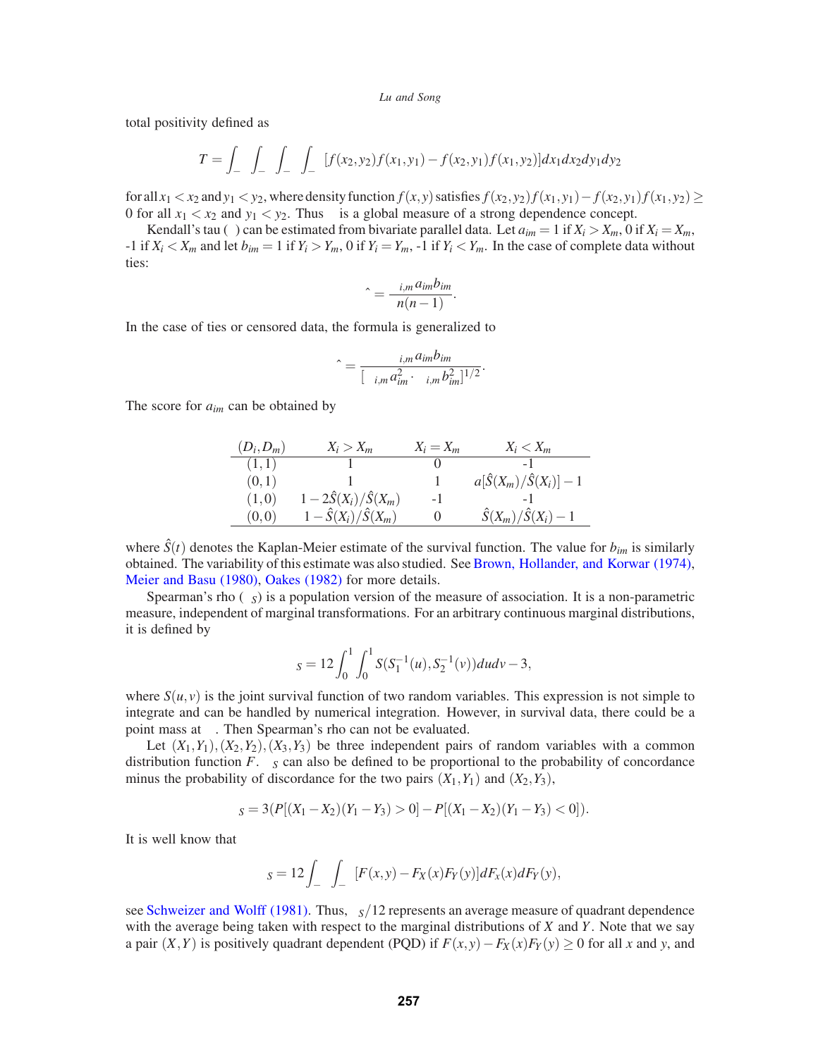total positivity defined as

$$T = \int_{-\infty}^{\infty}\int_{-\infty}^{\infty}\int_{-\infty}^{\infty}\int_{-\infty}^{\infty}[f(x_2,y_2)f(x_1,y_1) - f(x_2,y_1)f(x_1,y_2)]dx_1dx_2dy_1dy_2$$

for all $x_1 < x_2$ and $y_1 < y_2$, where density function $f(x,y)$ satisfies $f(x_2,y_2)f(x_1,y_1) - f(x_2,y_1)f(x_1,y_2) \geq 0$ for all $x_1 < x_2$ and $y_1 < y_2$. Thus $T$ is a global measure of a strong dependence concept.

Kendall's tau ($\tau$) can be estimated from bivariate parallel data. Let $a_{im} = 1$ if $X_i > X_m$, 0 if $X_i = X_m$, -1 if $X_i < X_m$ and let $b_{im} = 1$ if $Y_i > Y_m$, 0 if $Y_i = Y_m$, -1 if $Y_i < Y_m$. In the case of complete data without ties:

$$\hat{\tau} = \frac{\sum_{i,m} a_{im}b_{im}}{n(n-1)}.$$

In the case of ties or censored data, the formula is generalized to

$$\hat{\tau} = \frac{\sum_{i,m} a_{im}b_{im}}{[\sum_{i,m} a_{im}^2 \cdot \sum_{i,m} b_{im}^2]^{1/2}}.$$

The score for $a_{im}$ can be obtained by

| $(D_i, D_m)$ | $X_i > X_m$ | $X_i = X_m$ | $X_i < X_m$ |
|---|---|---|---|
| $(1,1)$ | 1 | 0 | -1 |
| $(0,1)$ | 1 | 1 | $a[\hat{S}(X_m)/\hat{S}(X_i)] - 1$ |
| $(1,0)$ | $1 - 2\hat{S}(X_i)/\hat{S}(X_m)$ | -1 | -1 |
| $(0,0)$ | $1 - \hat{S}(X_i)/\hat{S}(X_m)$ | 0 | $\hat{S}(X_m)/\hat{S}(X_i) - 1$ |

where $\hat{S}(t)$ denotes the Kaplan-Meier estimate of the survival function. The value for $b_{im}$ is similarly obtained. The variability of this estimate was also studied. See Brown, Hollander, and Korwar (1974), Meier and Basu (1980), Oakes (1982) for more details.

Spearman's rho ($\rho_S$) is a population version of the measure of association. It is a non-parametric measure, independent of marginal transformations. For an arbitrary continuous marginal distributions, it is defined by

$$\rho_S = 12\int_0^1\int_0^1 S(S_1^{-1}(u), S_2^{-1}(v))dudv - 3,$$

where $S(u,v)$ is the joint survival function of two random variables. This expression is not simple to integrate and can be handled by numerical integration. However, in survival data, there could be a point mass at $\infty$. Then Spearman's rho can not be evaluated.

Let $(X_1,Y_1),(X_2,Y_2),(X_3,Y_3)$ be three independent pairs of random variables with a common distribution function $F$. $\rho_S$ can also be defined to be proportional to the probability of concordance minus the probability of discordance for the two pairs $(X_1,Y_1)$ and $(X_2,Y_3)$,

$$\rho_S = 3(P[(X_1 - X_2)(Y_1 - Y_3) > 0] - P[(X_1 - X_2)(Y_1 - Y_3) < 0]).$$

It is well know that

$$\rho_S = 12\int_{-\infty}^{\infty}\int_{-\infty}^{\infty}[F(x,y) - F_X(x)F_Y(y)]dF_x(x)dF_Y(y),$$

see Schweizer and Wolff (1981). Thus, $\rho_S/12$ represents an average measure of quadrant dependence with the average being taken with respect to the marginal distributions of $X$ and $Y$. Note that we say a pair $(X,Y)$ is positively quadrant dependent (PQD) if $F(x,y) - F_X(x)F_Y(y) \geq 0$ for all $x$ and $y$, and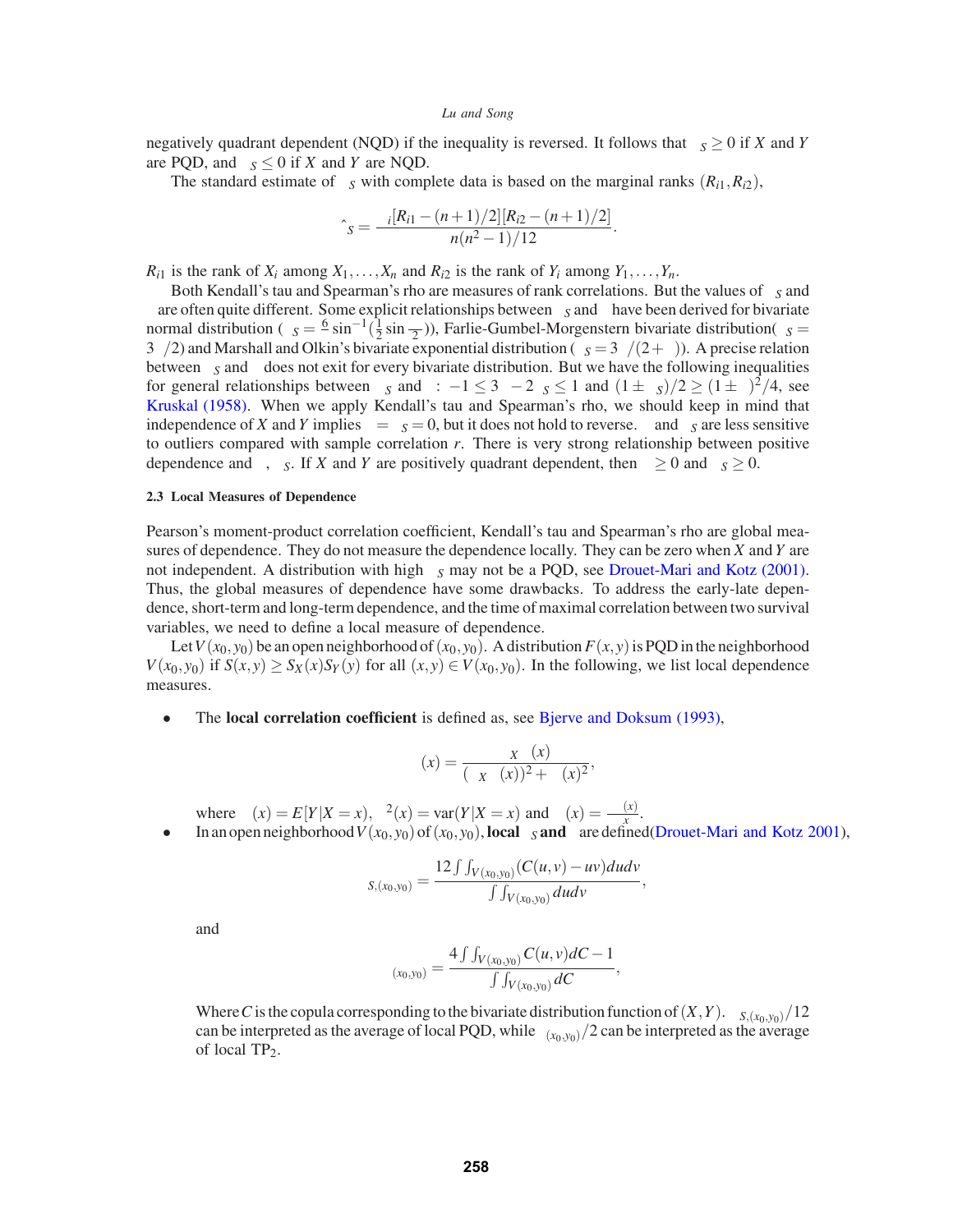negatively quadrant dependent (NQD) if the inequality is reversed. It follows that $\rho_S \geq 0$ if $X$ and $Y$ are PQD, and $\rho_S \leq 0$ if $X$ and $Y$ are NQD.

The standard estimate of $\rho_S$ with complete data is based on the marginal ranks $(R_{i1}, R_{i2})$,

$$\hat{\rho}_S = \frac{\sum_i [R_{i1} - (n+1)/2][R_{i2} - (n+1)/2]}{n(n^2-1)/12}.$$

$R_{i1}$ is the rank of $X_i$ among $X_1, \ldots, X_n$ and $R_{i2}$ is the rank of $Y_i$ among $Y_1, \ldots, Y_n$.

Both Kendall's tau and Spearman's rho are measures of rank correlations. But the values of $\rho_S$ and $\tau$ are often quite different. Some explicit relationships between $\rho_S$ and $\tau$ have been derived for bivariate normal distribution ($\rho_S = \frac{6}{\pi}\sin^{-1}(\frac{1}{2}\sin\frac{\pi\tau}{2})$), Farlie-Gumbel-Morgenstern bivariate distribution($\rho_S = 3\tau/2$) and Marshall and Olkin's bivariate exponential distribution ($\rho_S = 3\tau/(2+\tau)$). A precise relation between $\rho_S$ and $\tau$ does not exit for every bivariate distribution. But we have the following inequalities for general relationships between $\rho_S$ and $\tau$: $-1 \leq 3\tau - 2\rho_S \leq 1$ and $(1 \pm \rho_S)/2 \geq (1 \pm \tau)^2/4$, see Kruskal (1958). When we apply Kendall's tau and Spearman's rho, we should keep in mind that independence of $X$ and $Y$ implies $\tau = \rho_S = 0$, but it does not hold to reverse. $\tau$ and $\rho_S$ are less sensitive to outliers compared with sample correlation $r$. There is very strong relationship between positive dependence and $\tau$, $\rho_S$. If $X$ and $Y$ are positively quadrant dependent, then $\tau \geq 0$ and $\rho_S \geq 0$.

### 2.3 Local Measures of Dependence

Pearson's moment-product correlation coefficient, Kendall's tau and Spearman's rho are global measures of dependence. They do not measure the dependence locally. They can be zero when $X$ and $Y$ are not independent. A distribution with high $\rho_S$ may not be a PQD, see Drouet-Mari and Kotz (2001). Thus, the global measures of dependence have some drawbacks. To address the early-late dependence, short-term and long-term dependence, and the time of maximal correlation between two survival variables, we need to define a local measure of dependence.

Let $V(x_0, y_0)$ be an open neighborhood of $(x_0, y_0)$. A distribution $F(x,y)$ is PQD in the neighborhood $V(x_0, y_0)$ if $S(x,y) \geq S_X(x)S_Y(y)$ for all $(x,y) \in V(x_0, y_0)$. In the following, we list local dependence measures.

- The **local correlation coefficient** is defined as, see Bjerve and Doksum (1993),

$$\rho(x) = \frac{\sigma_X \beta(x)}{\sqrt{(\sigma_X \beta(x))^2 + \sigma(x)^2}},$$

  where $\mu(x) = E[Y|X = x]$, $\sigma^2(x) = \mathrm{var}(Y|X = x)$ and $\beta(x) = \frac{\partial \mu(x)}{\partial x}$.
- In an open neighborhood $V(x_0, y_0)$ of $(x_0, y_0)$, **local $\rho_S$ and $\tau$** are defined(Drouet-Mari and Kotz 2001),

$$\rho_{S,(x_0,y_0)} = \frac{12 \int\int_{V(x_0,y_0)} (C(u,v) - uv)dudv}{\int\int_{V(x_0,y_0)} dudv},$$

  and

$$\tau_{(x_0,y_0)} = \frac{4 \int\int_{V(x_0,y_0)} C(u,v)dC - 1}{\int\int_{V(x_0,y_0)} dC},$$

  Where $C$ is the copula corresponding to the bivariate distribution function of $(X,Y)$. $\rho_{S,(x_0,y_0)}/12$ can be interpreted as the average of local PQD, while $\tau_{(x_0,y_0)}/2$ can be interpreted as the average of local $TP_2$.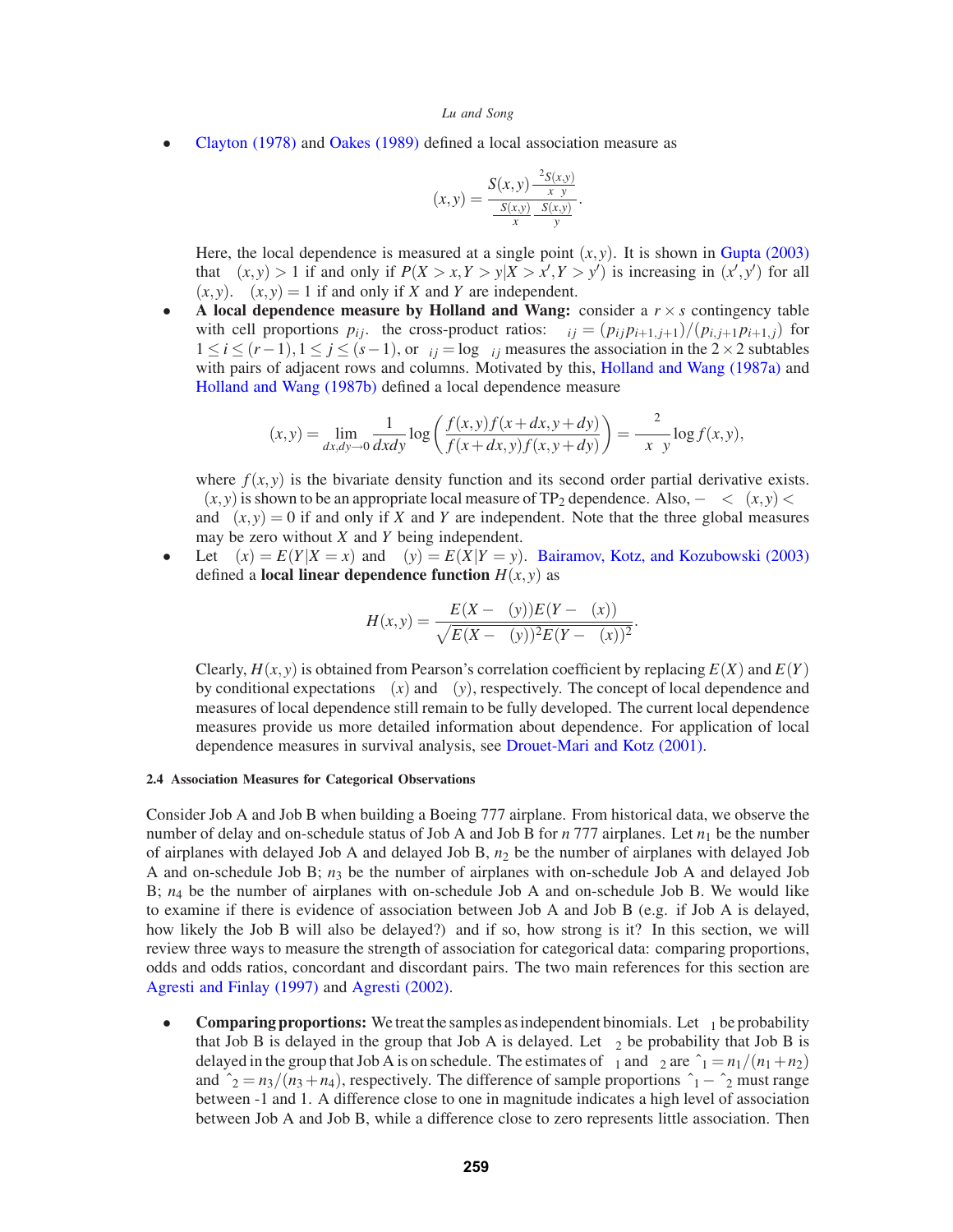- Clayton (1978) and Oakes (1989) defined a local association measure as

$$\theta(x,y) = \frac{S(x,y)\frac{\partial^2 S(x,y)}{\partial x \partial y}}{\frac{\partial S(x,y)}{\partial x}\frac{\partial S(x,y)}{\partial y}}.$$

  Here, the local dependence is measured at a single point $(x,y)$. It is shown in Gupta (2003) that $\theta(x,y) > 1$ if and only if $P(X > x, Y > y | X > x', Y > y')$ is increasing in $(x', y')$ for all $(x,y)$. $\theta(x,y) = 1$ if and only if $X$ and $Y$ are independent.

- **A local dependence measure by Holland and Wang:** consider a $r \times s$ contingency table with cell proportions $p_{ij}$. the cross-product ratios: $\alpha_{ij} = (p_{ij} p_{i+1,j+1})/(p_{i,j+1} p_{i+1,j})$ for $1 \le i \le (r-1), 1 \le j \le (s-1)$, or $\gamma_{ij} = \log \alpha_{ij}$ measures the association in the $2 \times 2$ subtables with pairs of adjacent rows and columns. Motivated by this, Holland and Wang (1987a) and Holland and Wang (1987b) defined a local dependence measure

$$\gamma(x,y) = \lim_{dx,dy \to 0} \frac{1}{dxdy} \log\left(\frac{f(x,y)f(x+dx,y+dy)}{f(x+dx,y)f(x,y+dy)}\right) = \frac{\partial^2}{\partial x \partial y} \log f(x,y),$$

  where $f(x,y)$ is the bivariate density function and its second order partial derivative exists. $\gamma(x,y)$ is shown to be an appropriate local measure of $TP_2$ dependence. Also, $-\infty < \gamma(x,y) < \infty$ and $\gamma(x,y) = 0$ if and only if $X$ and $Y$ are independent. Note that the three global measures may be zero without $X$ and $Y$ being independent.

- Let $\mu(x) = E(Y|X = x)$ and $\nu(y) = E(X|Y = y)$. Bairamov, Kotz, and Kozubowski (2003) defined a **local linear dependence function** $H(x,y)$ as

$$H(x,y) = \frac{E(X - \nu(y))E(Y - \mu(x))}{\sqrt{E(X - \nu(y))^2 E(Y - \mu(x))^2}}.$$

  Clearly, $H(x,y)$ is obtained from Pearson's correlation coefficient by replacing $E(X)$ and $E(Y)$ by conditional expectations $\mu(x)$ and $\nu(y)$, respectively. The concept of local dependence and measures of local dependence still remain to be fully developed. The current local dependence measures provide us more detailed information about dependence. For application of local dependence measures in survival analysis, see Drouet-Mari and Kotz (2001).

#### 2.4 Association Measures for Categorical Observations

Consider Job A and Job B when building a Boeing 777 airplane. From historical data, we observe the number of delay and on-schedule status of Job A and Job B for $n$ 777 airplanes. Let $n_1$ be the number of airplanes with delayed Job A and delayed Job B, $n_2$ be the number of airplanes with delayed Job A and on-schedule Job B; $n_3$ be the number of airplanes with on-schedule Job A and delayed Job B; $n_4$ be the number of airplanes with on-schedule Job A and on-schedule Job B. We would like to examine if there is evidence of association between Job A and Job B (e.g. if Job A is delayed, how likely the Job B will also be delayed?) and if so, how strong is it? In this section, we will review three ways to measure the strength of association for categorical data: comparing proportions, odds and odds ratios, concordant and discordant pairs. The two main references for this section are Agresti and Finlay (1997) and Agresti (2002).

- **Comparing proportions:** We treat the samples as independent binomials. Let $\pi_1$ be probability that Job B is delayed in the group that Job A is delayed. Let $\pi_2$ be probability that Job B is delayed in the group that Job A is on schedule. The estimates of $\pi_1$ and $\pi_2$ are $\hat{\pi}_1 = n_1/(n_1+n_2)$ and $\hat{\pi}_2 = n_3/(n_3+n_4)$, respectively. The difference of sample proportions $\hat{\pi}_1 - \hat{\pi}_2$ must range between -1 and 1. A difference close to one in magnitude indicates a high level of association between Job A and Job B, while a difference close to zero represents little association. Then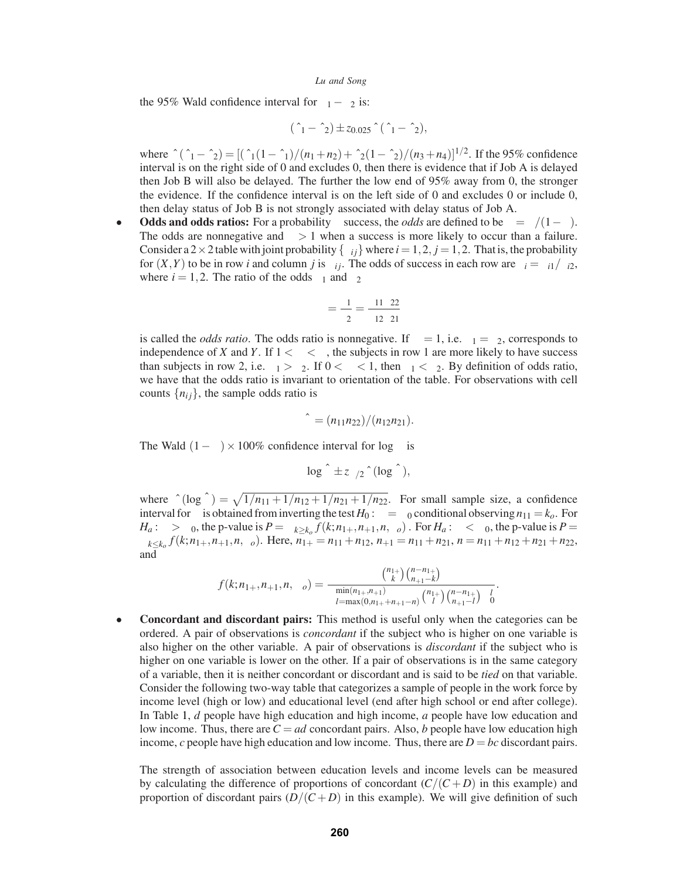the 95% Wald confidence interval for $\pi_1 - \pi_2$ is:

$$(\hat{\pi}_1 - \hat{\pi}_2) \pm z_{0.025}\hat{\sigma}(\hat{\pi}_1 - \hat{\pi}_2),$$

where $\hat{\sigma}(\hat{\pi}_1 - \hat{\pi}_2) = [(\hat{\pi}_1(1-\hat{\pi}_1)/(n_1+n_2) + \hat{\pi}_2(1-\hat{\pi}_2)/(n_3+n_4)]^{1/2}$. If the 95% confidence interval is on the right side of 0 and excludes 0, then there is evidence that if Job A is delayed then Job B will also be delayed. The further the low end of 95% away from 0, the stronger the evidence. If the confidence interval is on the left side of 0 and excludes 0 or include 0, then delay status of Job B is not strongly associated with delay status of Job A.

- **Odds and odds ratios:** For a probability $\pi$ success, the *odds* are defined to be $\Omega = \pi/(1-\pi)$. The odds are nonnegative and $\Omega > 1$ when a success is more likely to occur than a failure. Consider a $2 \times 2$ table with joint probability $\{\pi_{ij}\}$ where $i = 1, 2$, $j = 1, 2$. That is, the probability for $(X,Y)$ to be in row $i$ and column $j$ is $\pi_{ij}$. The odds of success in each row are $\Omega_i = \pi_{i1}/\pi_{i2}$, where $i = 1, 2$. The ratio of the odds $\Omega_1$ and $\Omega_2$

  $$\theta = \frac{\Omega_1}{\Omega_2} = \frac{\pi_{11}\pi_{22}}{\pi_{12}\pi_{21}}$$

  is called the *odds ratio*. The odds ratio is nonnegative. If $\theta = 1$, i.e. $\Omega_1 = \Omega_2$, corresponds to independence of $X$ and $Y$. If $1 < \theta < \infty$, the subjects in row 1 are more likely to have success than subjects in row 2, i.e. $\pi_1 > \pi_2$. If $0 < \theta < 1$, then $\pi_1 < \pi_2$. By definition of odds ratio, we have that the odds ratio is invariant to orientation of the table. For observations with cell counts $\{n_{ij}\}$, the sample odds ratio is

  $$\hat{\theta} = (n_{11}n_{22})/(n_{12}n_{21}).$$

  The Wald $(1-\alpha) \times 100\%$ confidence interval for $\log\theta$ is

  $$\log\hat{\theta} \pm z_{\alpha/2}\hat{\sigma}(\log\hat{\theta}),$$

  where $\hat{\sigma}(\log\hat{\theta}) = \sqrt{1/n_{11} + 1/n_{12} + 1/n_{21} + 1/n_{22}}$. For small sample size, a confidence interval for $\theta$ is obtained from inverting the test $H_0: \theta = \theta_0$ conditional observing $n_{11} = k_o$. For $H_a: \theta > \theta_0$, the p-value is $P = \sum_{k \geq k_o} f(k; n_{1+}, n_{+1}, n, \theta_o)$. For $H_a: \theta < \theta_0$, the p-value is $P = \sum_{k \leq k_o} f(k; n_{1+}, n_{+1}, n, \theta_o)$. Here, $n_{1+} = n_{11} + n_{12}$, $n_{+1} = n_{11} + n_{21}$, $n = n_{11} + n_{12} + n_{21} + n_{22}$, and

  $$f(k; n_{1+}, n_{+1}, n, \theta_o) = \frac{\binom{n_{1+}}{k}\binom{n-n_{1+}}{n_{+1}-k}\theta_0^k}{\sum_{l=\max(0, n_{1+}+n_{+1}-n)}^{\min(n_{1+}, n_{+1})}\binom{n_{1+}}{l}\binom{n-n_{1+}}{n_{+1}-l}\theta_0^l}.$$

- **Concordant and discordant pairs:** This method is useful only when the categories can be ordered. A pair of observations is *concordant* if the subject who is higher on one variable is also higher on the other variable. A pair of observations is *discordant* if the subject who is higher on one variable is lower on the other. If a pair of observations is in the same category of a variable, then it is neither concordant or discordant and is said to be *tied* on that variable. Consider the following two-way table that categorizes a sample of people in the work force by income level (high or low) and educational level (end after high school or end after college). In Table 1, $d$ people have high education and high income, $a$ people have low education and low income. Thus, there are $C = ad$ concordant pairs. Also, $b$ people have low education high income, $c$ people have high education and low income. Thus, there are $D = bc$ discordant pairs.

  The strength of association between education levels and income levels can be measured by calculating the difference of proportions of concordant ($C/(C+D)$ in this example) and proportion of discordant pairs ($D/(C+D)$ in this example). We will give definition of such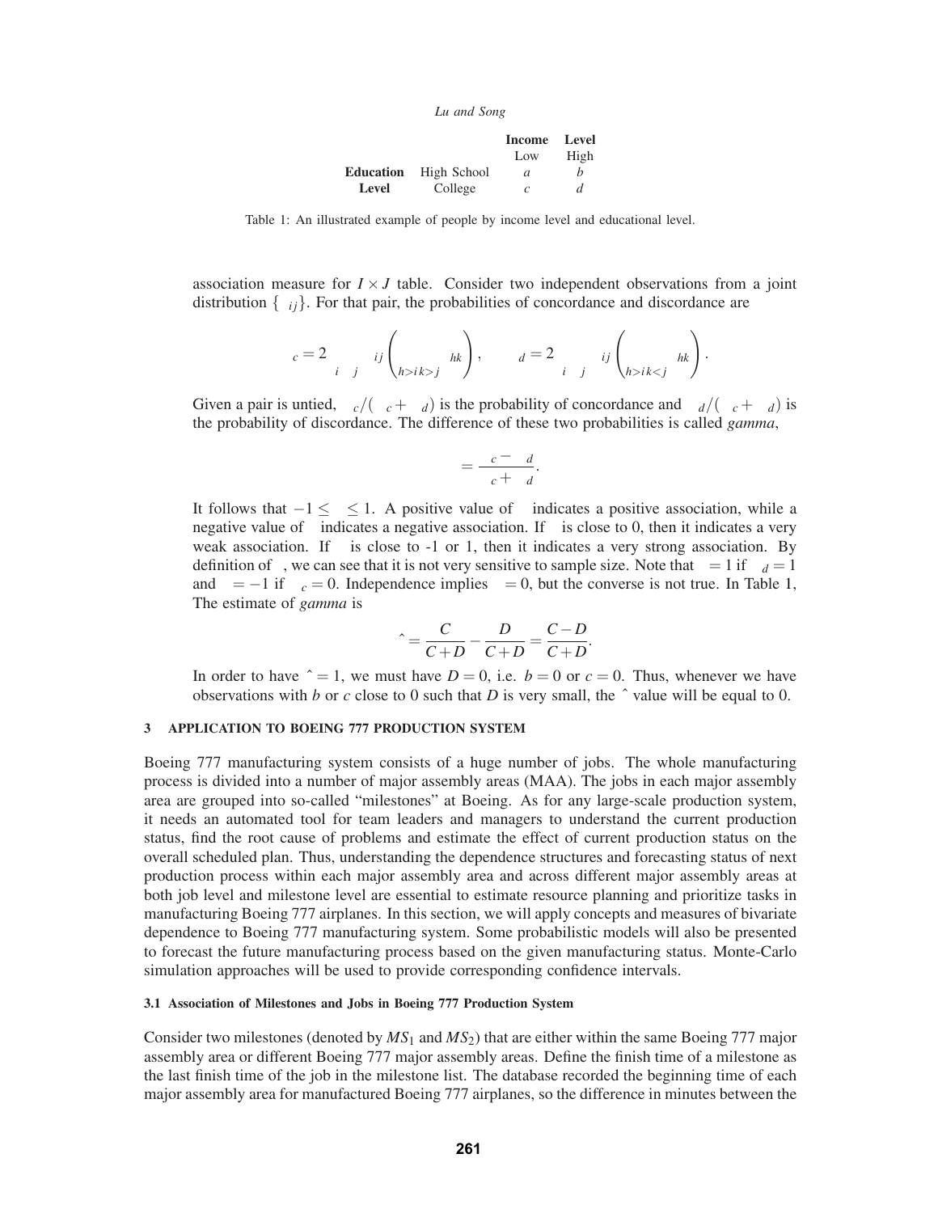| | | Income | Level |
|---|---|---|---|
| | | Low | High |
| **Education** | High School | $a$ | $b$ |
| **Level** | College | $c$ | $d$ |

Table 1: An illustrated example of people by income level and educational level.

association measure for $I \times J$ table. Consider two independent observations from a joint distribution $\{\pi_{ij}\}$. For that pair, the probabilities of concordance and discordance are

$$\Pi_c = 2 \sum_i \sum_j \pi_{ij} \left( \sum_{h>i} \sum_{k>j} \pi_{hk} \right), \qquad \Pi_d = 2 \sum_i \sum_j \pi_{ij} \left( \sum_{h>i} \sum_{k<j} \pi_{hk} \right).$$

Given a pair is untied, $\Pi_c/(\Pi_c + \Pi_d)$ is the probability of concordance and $\Pi_d/(\Pi_c + \Pi_d)$ is the probability of discordance. The difference of these two probabilities is called *gamma*,

$$\gamma = \frac{\Pi_c - \Pi_d}{\Pi_c + \Pi_d}.$$

It follows that $-1 \leq \gamma \leq 1$. A positive value of $\gamma$ indicates a positive association, while a negative value of $\gamma$ indicates a negative association. If $\gamma$ is close to 0, then it indicates a very weak association. If $\gamma$ is close to -1 or 1, then it indicates a very strong association. By definition of $\gamma$, we can see that it is not very sensitive to sample size. Note that $\gamma = 1$ if $\Pi_d = 1$ and $\gamma = -1$ if $\Pi_c = 0$. Independence implies $\gamma = 0$, but the converse is not true. In Table 1, The estimate of *gamma* is

$$\hat{\gamma} = \frac{C}{C+D} - \frac{D}{C+D} = \frac{C-D}{C+D}.$$

In order to have $\hat{\gamma} = 1$, we must have $D = 0$, i.e. $b = 0$ or $c = 0$. Thus, whenever we have observations with $b$ or $c$ close to 0 such that $D$ is very small, the $\hat{\gamma}$ value will be equal to 0.

## 3 APPLICATION TO BOEING 777 PRODUCTION SYSTEM

Boeing 777 manufacturing system consists of a huge number of jobs. The whole manufacturing process is divided into a number of major assembly areas (MAA). The jobs in each major assembly area are grouped into so-called "milestones" at Boeing. As for any large-scale production system, it needs an automated tool for team leaders and managers to understand the current production status, find the root cause of problems and estimate the effect of current production status on the overall scheduled plan. Thus, understanding the dependence structures and forecasting status of next production process within each major assembly area and across different major assembly areas at both job level and milestone level are essential to estimate resource planning and prioritize tasks in manufacturing Boeing 777 airplanes. In this section, we will apply concepts and measures of bivariate dependence to Boeing 777 manufacturing system. Some probabilistic models will also be presented to forecast the future manufacturing process based on the given manufacturing status. Monte-Carlo simulation approaches will be used to provide corresponding confidence intervals.

### 3.1 Association of Milestones and Jobs in Boeing 777 Production System

Consider two milestones (denoted by $MS_1$ and $MS_2$) that are either within the same Boeing 777 major assembly area or different Boeing 777 major assembly areas. Define the finish time of a milestone as the last finish time of the job in the milestone list. The database recorded the beginning time of each major assembly area for manufactured Boeing 777 airplanes, so the difference in minutes between the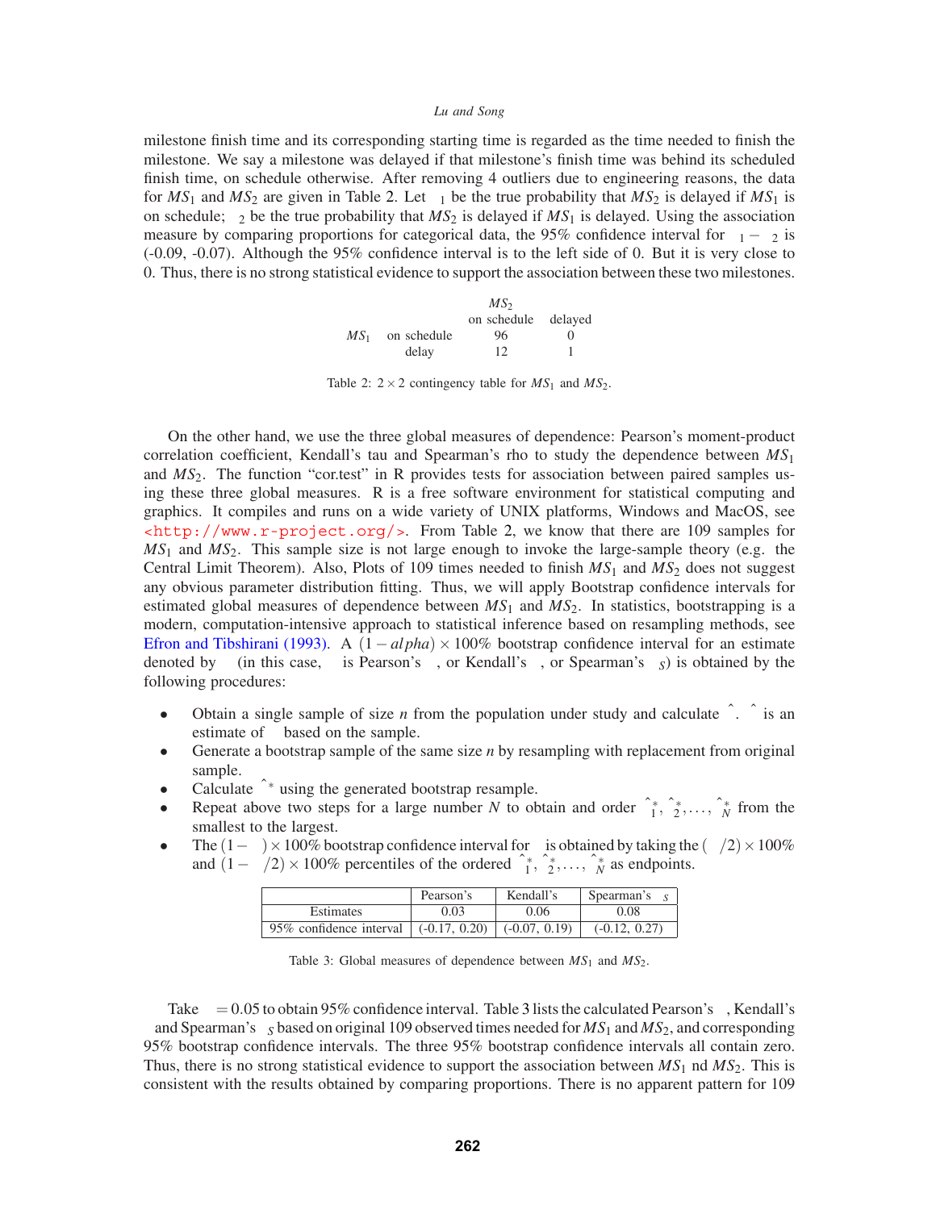milestone finish time and its corresponding starting time is regarded as the time needed to finish the milestone. We say a milestone was delayed if that milestone's finish time was behind its scheduled finish time, on schedule otherwise. After removing 4 outliers due to engineering reasons, the data for $MS_1$ and $MS_2$ are given in Table 2. Let $\pi_1$ be the true probability that $MS_2$ is delayed if $MS_1$ is on schedule; $\pi_2$ be the true probability that $MS_2$ is delayed if $MS_1$ is delayed. Using the association measure by comparing proportions for categorical data, the 95% confidence interval for $\pi_1 - \pi_2$ is (-0.09, -0.07). Although the 95% confidence interval is to the left side of 0. But it is very close to 0. Thus, there is no strong statistical evidence to support the association between these two milestones.

| | | $MS_2$ | |
|---|---|---|---|
| | | on schedule | delayed |
| $MS_1$ | on schedule | 96 | 0 |
| | delay | 12 | 1 |

Table 2: $2 \times 2$ contingency table for $MS_1$ and $MS_2$.

On the other hand, we use the three global measures of dependence: Pearson's moment-product correlation coefficient, Kendall's tau and Spearman's rho to study the dependence between $MS_1$ and $MS_2$. The function "cor.test" in R provides tests for association between paired samples using these three global measures. R is a free software environment for statistical computing and graphics. It compiles and runs on a wide variety of UNIX platforms, Windows and MacOS, see <http://www.r-project.org/>. From Table 2, we know that there are 109 samples for $MS_1$ and $MS_2$. This sample size is not large enough to invoke the large-sample theory (e.g. the Central Limit Theorem). Also, Plots of 109 times needed to finish $MS_1$ and $MS_2$ does not suggest any obvious parameter distribution fitting. Thus, we will apply Bootstrap confidence intervals for estimated global measures of dependence between $MS_1$ and $MS_2$. In statistics, bootstrapping is a modern, computation-intensive approach to statistical inference based on resampling methods, see Efron and Tibshirani (1993). A $(1-alpha) \times 100\%$ bootstrap confidence interval for an estimate denoted by $\theta$ (in this case, $\theta$ is Pearson's $\rho$, or Kendall's $\tau$, or Spearman's $\rho_S$) is obtained by the following procedures:

- Obtain a single sample of size $n$ from the population under study and calculate $\hat{\theta}$. $\hat{\theta}$ is an estimate of $\theta$ based on the sample.
- Generate a bootstrap sample of the same size $n$ by resampling with replacement from original sample.
- Calculate $\hat{\theta}^*$ using the generated bootstrap resample.
- Repeat above two steps for a large number $N$ to obtain and order $\hat{\theta}_1^*, \hat{\theta}_2^*, \ldots, \hat{\theta}_N^*$ from the smallest to the largest.
- The $(1-\alpha) \times 100\%$ bootstrap confidence interval for $\theta$ is obtained by taking the $(\alpha/2) \times 100\%$ and $(1-\alpha/2) \times 100\%$ percentiles of the ordered $\hat{\theta}_1^*, \hat{\theta}_2^*, \ldots, \hat{\theta}_N^*$ as endpoints.

| | Pearson's $\rho$ | Kendall's $\tau$ | Spearman's $\rho_S$ |
|---|---|---|---|
| Estimates | 0.03 | 0.06 | 0.08 |
| 95% confidence interval | (-0.17, 0.20) | (-0.07, 0.19) | (-0.12, 0.27) |

Table 3: Global measures of dependence between $MS_1$ and $MS_2$.

Take $\alpha = 0.05$ to obtain 95% confidence interval. Table 3 lists the calculated Pearson's $\rho$, Kendall's $\tau$ and Spearman's $\rho_S$ based on original 109 observed times needed for $MS_1$ and $MS_2$, and corresponding 95% bootstrap confidence intervals. The three 95% bootstrap confidence intervals all contain zero. Thus, there is no strong statistical evidence to support the association between $MS_1$ nd $MS_2$. This is consistent with the results obtained by comparing proportions. There is no apparent pattern for 109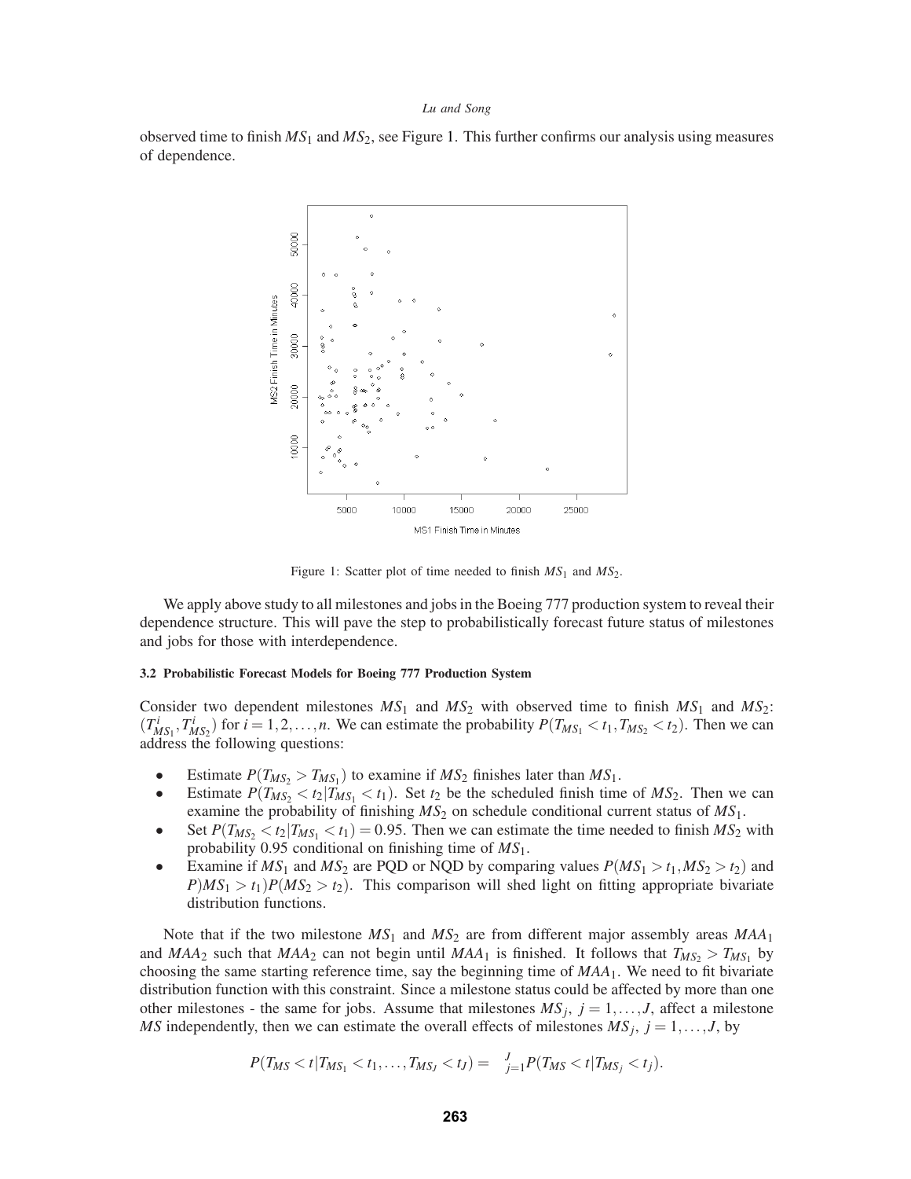observed time to finish $MS_1$ and $MS_2$, see Figure 1. This further confirms our analysis using measures of dependence.

Figure 1: Scatter plot of time needed to finish $MS_1$ and $MS_2$.

We apply above study to all milestones and jobs in the Boeing 777 production system to reveal their dependence structure. This will pave the step to probabilistically forecast future status of milestones and jobs for those with interdependence.

### 3.2 Probabilistic Forecast Models for Boeing 777 Production System

Consider two dependent milestones $MS_1$ and $MS_2$ with observed time to finish $MS_1$ and $MS_2$: $(T^i_{MS_1}, T^i_{MS_2})$ for $i = 1, 2, \ldots, n$. We can estimate the probability $P(T_{MS_1} < t_1, T_{MS_2} < t_2)$. Then we can address the following questions:

- Estimate $P(T_{MS_2} > T_{MS_1})$ to examine if $MS_2$ finishes later than $MS_1$.
- Estimate $P(T_{MS_2} < t_2 | T_{MS_1} < t_1)$. Set $t_2$ be the scheduled finish time of $MS_2$. Then we can examine the probability of finishing $MS_2$ on schedule conditional current status of $MS_1$.
- Set $P(T_{MS_2} < t_2 | T_{MS_1} < t_1) = 0.95$. Then we can estimate the time needed to finish $MS_2$ with probability 0.95 conditional on finishing time of $MS_1$.
- Examine if $MS_1$ and $MS_2$ are PQD or NQD by comparing values $P(MS_1 > t_1, MS_2 > t_2)$ and $P)MS_1 > t_1)P(MS_2 > t_2)$. This comparison will shed light on fitting appropriate bivariate distribution functions.

Note that if the two milestone $MS_1$ and $MS_2$ are from different major assembly areas $MAA_1$ and $MAA_2$ such that $MAA_2$ can not begin until $MAA_1$ is finished. It follows that $T_{MS_2} > T_{MS_1}$ by choosing the same starting reference time, say the beginning time of $MAA_1$. We need to fit bivariate distribution function with this constraint. Since a milestone status could be affected by more than one other milestones - the same for jobs. Assume that milestones $MS_j$, $j = 1, \ldots, J$, affect a milestone $MS$ independently, then we can estimate the overall effects of milestones $MS_j$, $j = 1, \ldots, J$, by

$$P(T_{MS} < t | T_{MS_1} < t_1, \ldots, T_{MS_J} < t_J) = \prod_{j=1}^{J} P(T_{MS} < t | T_{MS_j} < t_j).$$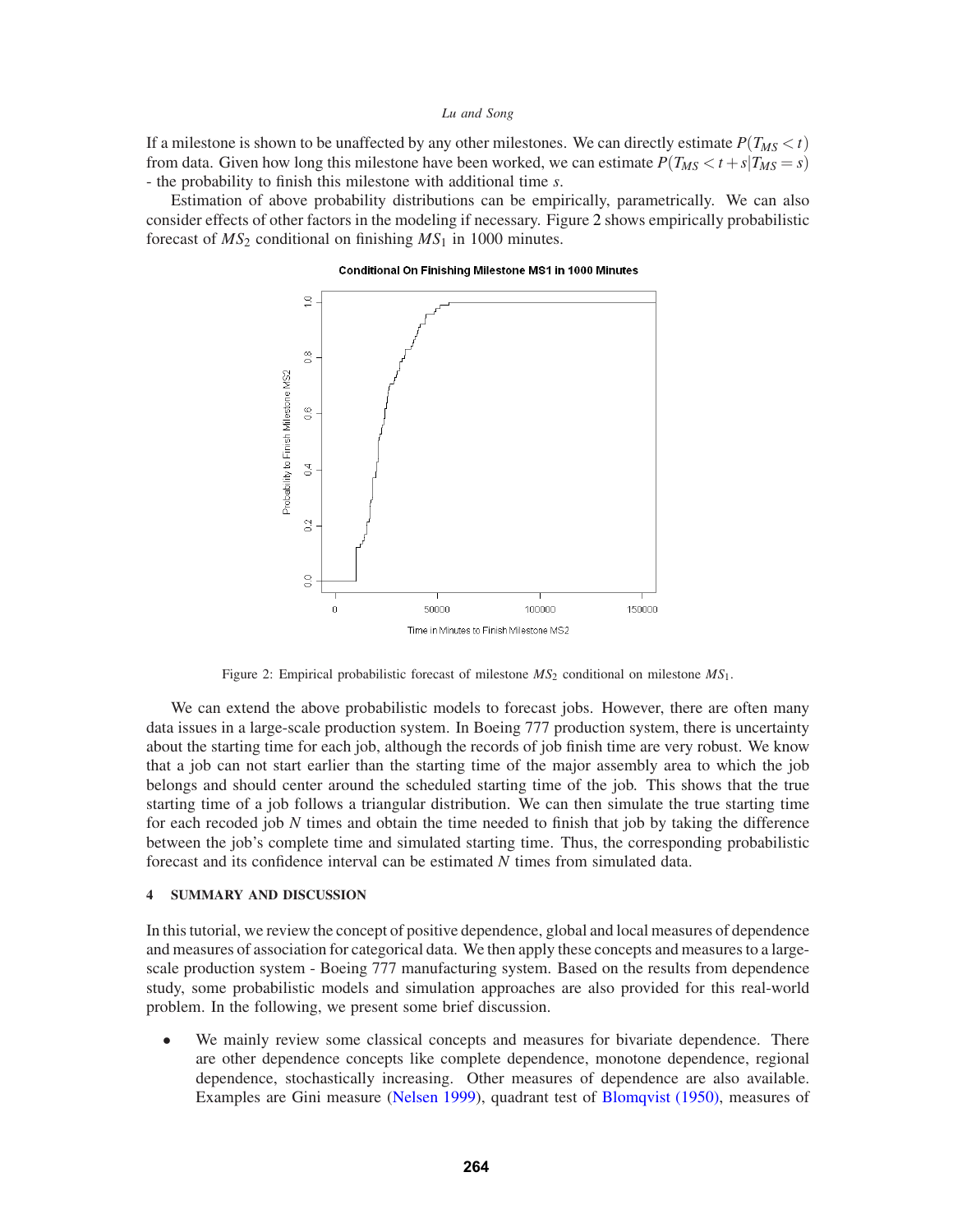If a milestone is shown to be unaffected by any other milestones. We can directly estimate $P(T_{MS} < t)$ from data. Given how long this milestone have been worked, we can estimate $P(T_{MS} < t + s | T_{MS} = s)$ - the probability to finish this milestone with additional time $s$.

Estimation of above probability distributions can be empirically, parametrically. We can also consider effects of other factors in the modeling if necessary. Figure 2 shows empirically probabilistic forecast of $MS_2$ conditional on finishing $MS_1$ in 1000 minutes.

Figure 2: Empirical probabilistic forecast of milestone $MS_2$ conditional on milestone $MS_1$.

We can extend the above probabilistic models to forecast jobs. However, there are often many data issues in a large-scale production system. In Boeing 777 production system, there is uncertainty about the starting time for each job, although the records of job finish time are very robust. We know that a job can not start earlier than the starting time of the major assembly area to which the job belongs and should center around the scheduled starting time of the job. This shows that the true starting time of a job follows a triangular distribution. We can then simulate the true starting time for each recoded job $N$ times and obtain the time needed to finish that job by taking the difference between the job's complete time and simulated starting time. Thus, the corresponding probabilistic forecast and its confidence interval can be estimated $N$ times from simulated data.

## 4 SUMMARY AND DISCUSSION

In this tutorial, we review the concept of positive dependence, global and local measures of dependence and measures of association for categorical data. We then apply these concepts and measures to a large-scale production system - Boeing 777 manufacturing system. Based on the results from dependence study, some probabilistic models and simulation approaches are also provided for this real-world problem. In the following, we present some brief discussion.

- We mainly review some classical concepts and measures for bivariate dependence. There are other dependence concepts like complete dependence, monotone dependence, regional dependence, stochastically increasing. Other measures of dependence are also available. Examples are Gini measure (Nelsen 1999), quadrant test of Blomqvist (1950), measures of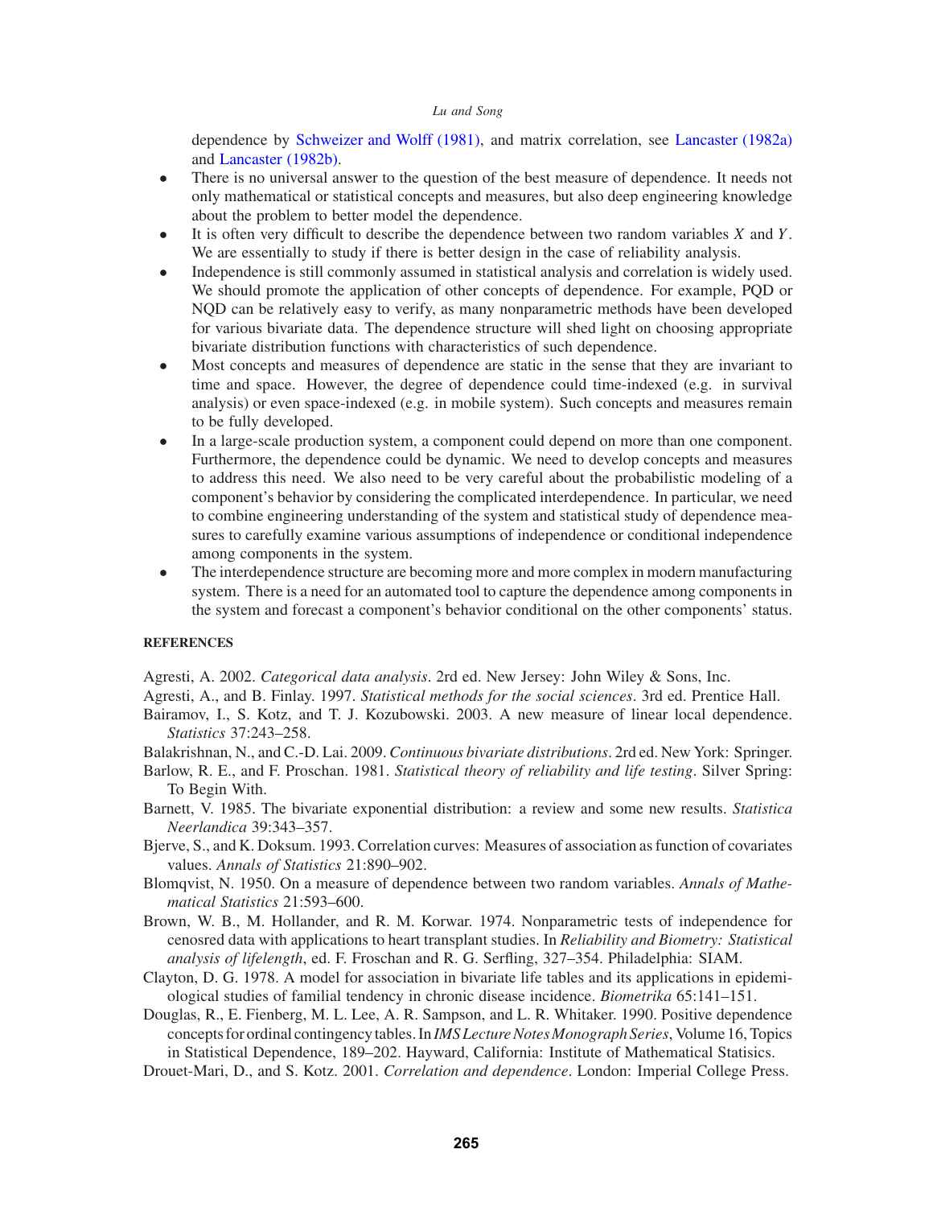dependence by Schweizer and Wolff (1981), and matrix correlation, see Lancaster (1982a) and Lancaster (1982b).

- There is no universal answer to the question of the best measure of dependence. It needs not only mathematical or statistical concepts and measures, but also deep engineering knowledge about the problem to better model the dependence.
- It is often very difficult to describe the dependence between two random variables $X$ and $Y$. We are essentially to study if there is better design in the case of reliability analysis.
- Independence is still commonly assumed in statistical analysis and correlation is widely used. We should promote the application of other concepts of dependence. For example, PQD or NQD can be relatively easy to verify, as many nonparametric methods have been developed for various bivariate data. The dependence structure will shed light on choosing appropriate bivariate distribution functions with characteristics of such dependence.
- Most concepts and measures of dependence are static in the sense that they are invariant to time and space. However, the degree of dependence could time-indexed (e.g. in survival analysis) or even space-indexed (e.g. in mobile system). Such concepts and measures remain to be fully developed.
- In a large-scale production system, a component could depend on more than one component. Furthermore, the dependence could be dynamic. We need to develop concepts and measures to address this need. We also need to be very careful about the probabilistic modeling of a component's behavior by considering the complicated interdependence. In particular, we need to combine engineering understanding of the system and statistical study of dependence measures to carefully examine various assumptions of independence or conditional independence among components in the system.
- The interdependence structure are becoming more and more complex in modern manufacturing system. There is a need for an automated tool to capture the dependence among components in the system and forecast a component's behavior conditional on the other components' status.

## REFERENCES

Agresti, A. 2002. *Categorical data analysis*. 2rd ed. New Jersey: John Wiley & Sons, Inc.

Agresti, A., and B. Finlay. 1997. *Statistical methods for the social sciences*. 3rd ed. Prentice Hall.

Bairamov, I., S. Kotz, and T. J. Kozubowski. 2003. A new measure of linear local dependence. *Statistics* 37:243–258.

Balakrishnan, N., and C.-D. Lai. 2009. *Continuous bivariate distributions*. 2rd ed. New York: Springer.

Barlow, R. E., and F. Proschan. 1981. *Statistical theory of reliability and life testing*. Silver Spring: To Begin With.

Barnett, V. 1985. The bivariate exponential distribution: a review and some new results. *Statistica Neerlandica* 39:343–357.

Bjerve, S., and K. Doksum. 1993. Correlation curves: Measures of association as function of covariates values. *Annals of Statistics* 21:890–902.

Blomqvist, N. 1950. On a measure of dependence between two random variables. *Annals of Mathematical Statistics* 21:593–600.

Brown, W. B., M. Hollander, and R. M. Korwar. 1974. Nonparametric tests of independence for cenosred data with applications to heart transplant studies. In *Reliability and Biometry: Statistical analysis of lifelength*, ed. F. Froschan and R. G. Serfling, 327–354. Philadelphia: SIAM.

Clayton, D. G. 1978. A model for association in bivariate life tables and its applications in epidemiological studies of familial tendency in chronic disease incidence. *Biometrika* 65:141–151.

Douglas, R., E. Fienberg, M. L. Lee, A. R. Sampson, and L. R. Whitaker. 1990. Positive dependence concepts for ordinal contingency tables. In *IMS Lecture Notes Monograph Series*, Volume 16, Topics in Statistical Dependence, 189–202. Hayward, California: Institute of Mathematical Statisics.

Drouet-Mari, D., and S. Kotz. 2001. *Correlation and dependence*. London: Imperial College Press.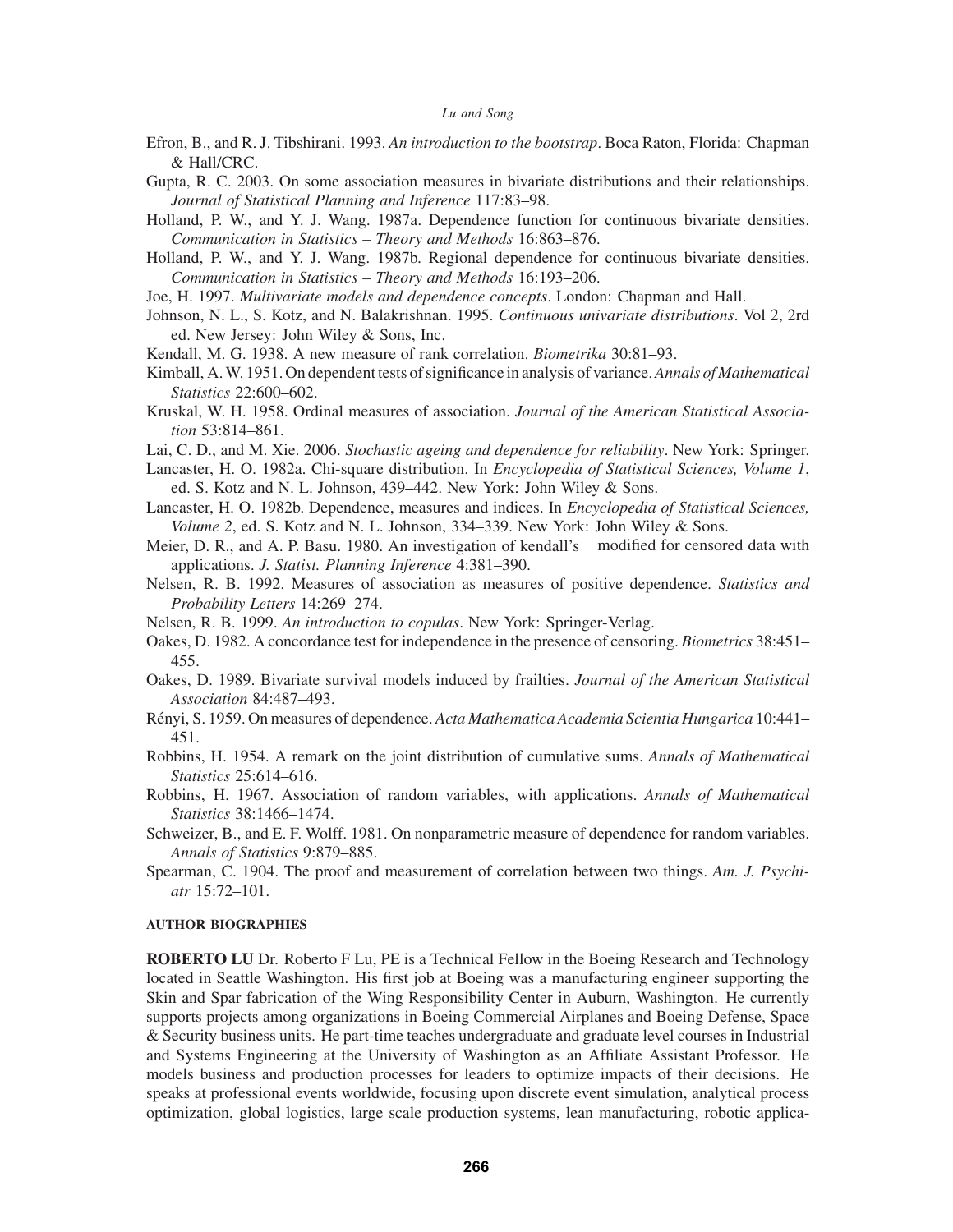Efron, B., and R. J. Tibshirani. 1993. *An introduction to the bootstrap*. Boca Raton, Florida: Chapman & Hall/CRC.

Gupta, R. C. 2003. On some association measures in bivariate distributions and their relationships. *Journal of Statistical Planning and Inference* 117:83–98.

Holland, P. W., and Y. J. Wang. 1987a. Dependence function for continuous bivariate densities. *Communication in Statistics – Theory and Methods* 16:863–876.

Holland, P. W., and Y. J. Wang. 1987b. Regional dependence for continuous bivariate densities. *Communication in Statistics – Theory and Methods* 16:193–206.

Joe, H. 1997. *Multivariate models and dependence concepts*. London: Chapman and Hall.

Johnson, N. L., S. Kotz, and N. Balakrishnan. 1995. *Continuous univariate distributions*. Vol 2, 2rd ed. New Jersey: John Wiley & Sons, Inc.

Kendall, M. G. 1938. A new measure of rank correlation. *Biometrika* 30:81–93.

Kimball, A. W. 1951. On dependent tests of significance in analysis of variance. *Annals of Mathematical Statistics* 22:600–602.

Kruskal, W. H. 1958. Ordinal measures of association. *Journal of the American Statistical Association* 53:814–861.

Lai, C. D., and M. Xie. 2006. *Stochastic ageing and dependence for reliability*. New York: Springer.

Lancaster, H. O. 1982a. Chi-square distribution. In *Encyclopedia of Statistical Sciences, Volume 1*, ed. S. Kotz and N. L. Johnson, 439–442. New York: John Wiley & Sons.

Lancaster, H. O. 1982b. Dependence, measures and indices. In *Encyclopedia of Statistical Sciences, Volume 2*, ed. S. Kotz and N. L. Johnson, 334–339. New York: John Wiley & Sons.

Meier, D. R., and A. P. Basu. 1980. An investigation of kendall's  modified for censored data with applications. *J. Statist. Planning Inference* 4:381–390.

Nelsen, R. B. 1992. Measures of association as measures of positive dependence. *Statistics and Probability Letters* 14:269–274.

Nelsen, R. B. 1999. *An introduction to copulas*. New York: Springer-Verlag.

Oakes, D. 1982. A concordance test for independence in the presence of censoring. *Biometrics* 38:451–455.

Oakes, D. 1989. Bivariate survival models induced by frailties. *Journal of the American Statistical Association* 84:487–493.

Rényi, S. 1959. On measures of dependence. *Acta Mathematica Academia Scientia Hungarica* 10:441–451.

Robbins, H. 1954. A remark on the joint distribution of cumulative sums. *Annals of Mathematical Statistics* 25:614–616.

Robbins, H. 1967. Association of random variables, with applications. *Annals of Mathematical Statistics* 38:1466–1474.

Schweizer, B., and E. F. Wolff. 1981. On nonparametric measure of dependence for random variables. *Annals of Statistics* 9:879–885.

Spearman, C. 1904. The proof and measurement of correlation between two things. *Am. J. Psychiatr* 15:72–101.

## AUTHOR BIOGRAPHIES

**ROBERTO LU** Dr. Roberto F Lu, PE is a Technical Fellow in the Boeing Research and Technology located in Seattle Washington. His first job at Boeing was a manufacturing engineer supporting the Skin and Spar fabrication of the Wing Responsibility Center in Auburn, Washington. He currently supports projects among organizations in Boeing Commercial Airplanes and Boeing Defense, Space & Security business units. He part-time teaches undergraduate and graduate level courses in Industrial and Systems Engineering at the University of Washington as an Affiliate Assistant Professor. He models business and production processes for leaders to optimize impacts of their decisions. He speaks at professional events worldwide, focusing upon discrete event simulation, analytical process optimization, global logistics, large scale production systems, lean manufacturing, robotic applica-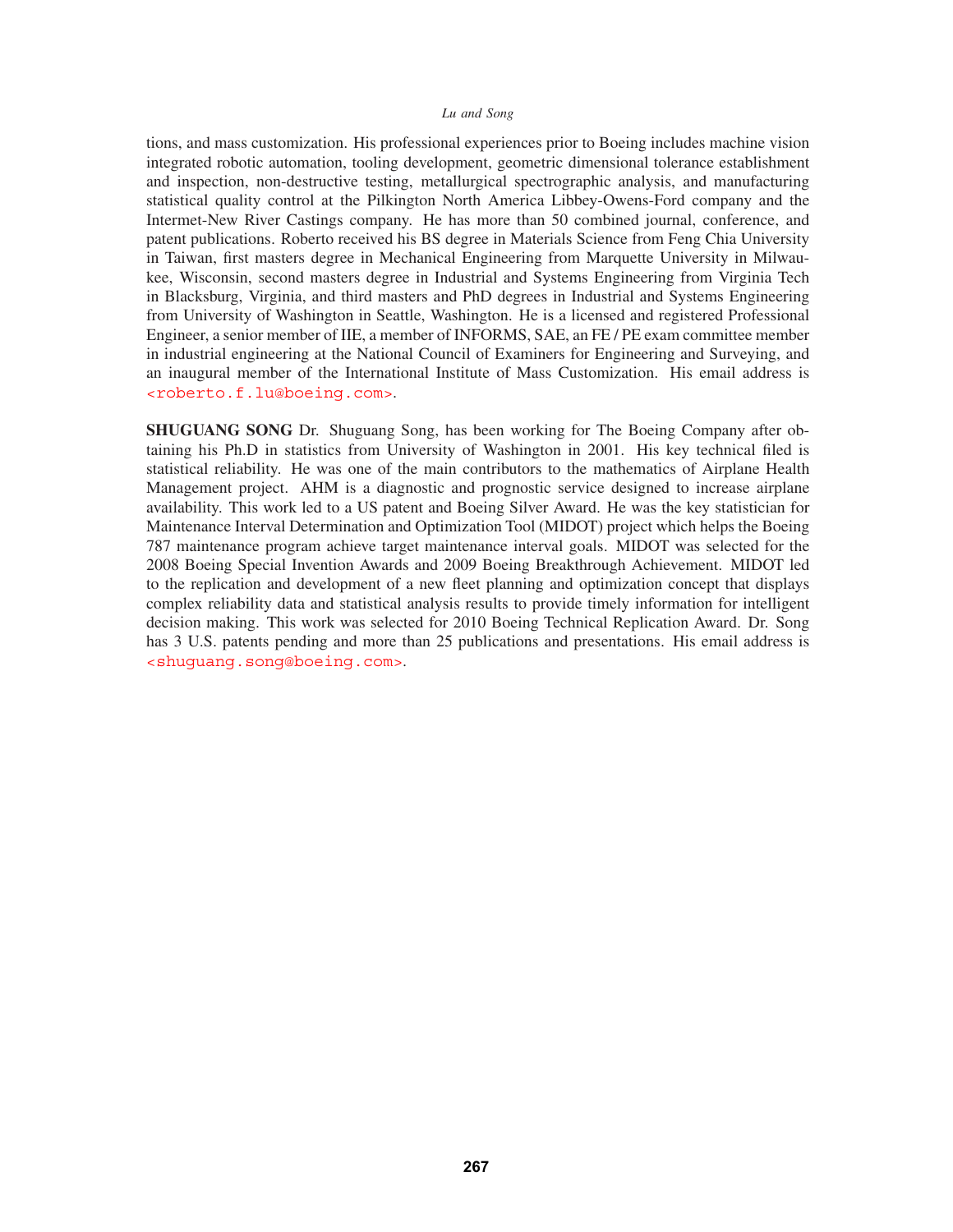tions, and mass customization. His professional experiences prior to Boeing includes machine vision integrated robotic automation, tooling development, geometric dimensional tolerance establishment and inspection, non-destructive testing, metallurgical spectrographic analysis, and manufacturing statistical quality control at the Pilkington North America Libbey-Owens-Ford company and the Intermet-New River Castings company. He has more than 50 combined journal, conference, and patent publications. Roberto received his BS degree in Materials Science from Feng Chia University in Taiwan, first masters degree in Mechanical Engineering from Marquette University in Milwaukee, Wisconsin, second masters degree in Industrial and Systems Engineering from Virginia Tech in Blacksburg, Virginia, and third masters and PhD degrees in Industrial and Systems Engineering from University of Washington in Seattle, Washington. He is a licensed and registered Professional Engineer, a senior member of IIE, a member of INFORMS, SAE, an FE / PE exam committee member in industrial engineering at the National Council of Examiners for Engineering and Surveying, and an inaugural member of the International Institute of Mass Customization. His email address is <roberto.f.lu@boeing.com>.

**SHUGUANG SONG** Dr. Shuguang Song, has been working for The Boeing Company after obtaining his Ph.D in statistics from University of Washington in 2001. His key technical filed is statistical reliability. He was one of the main contributors to the mathematics of Airplane Health Management project. AHM is a diagnostic and prognostic service designed to increase airplane availability. This work led to a US patent and Boeing Silver Award. He was the key statistician for Maintenance Interval Determination and Optimization Tool (MIDOT) project which helps the Boeing 787 maintenance program achieve target maintenance interval goals. MIDOT was selected for the 2008 Boeing Special Invention Awards and 2009 Boeing Breakthrough Achievement. MIDOT led to the replication and development of a new fleet planning and optimization concept that displays complex reliability data and statistical analysis results to provide timely information for intelligent decision making. This work was selected for 2010 Boeing Technical Replication Award. Dr. Song has 3 U.S. patents pending and more than 25 publications and presentations. His email address is <shuguang.song@boeing.com>.